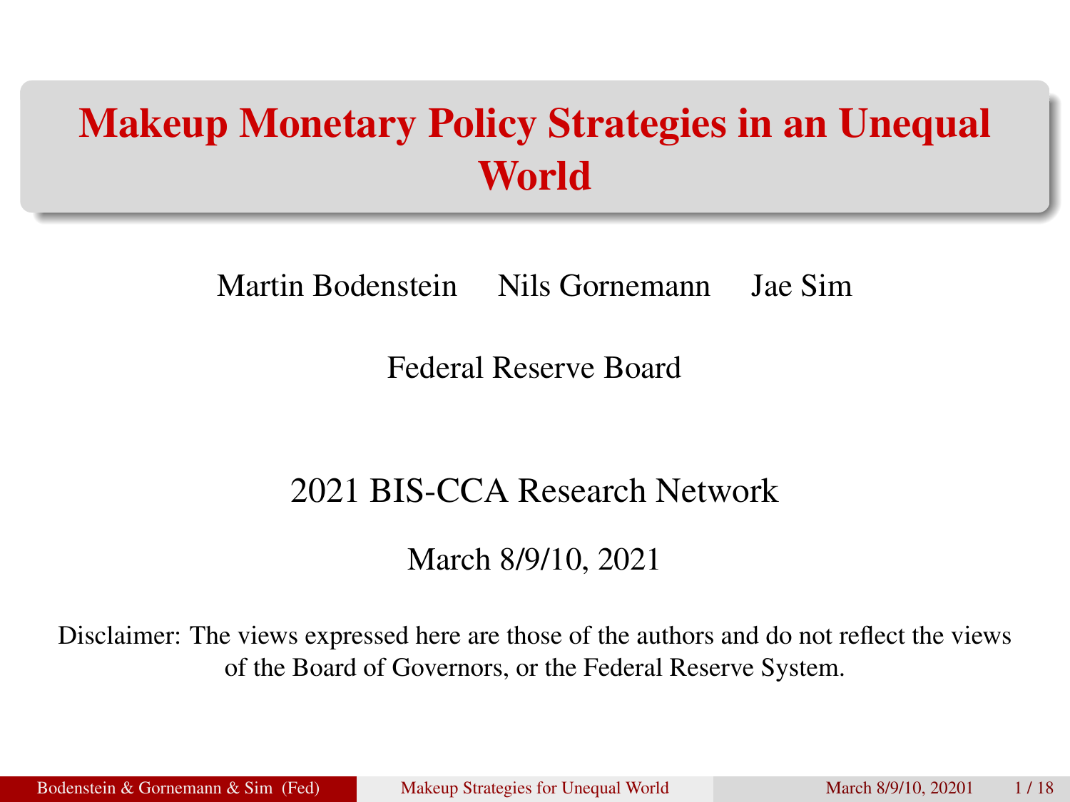# Makeup Monetary Policy Strategies in an Unequal World

Martin Bodenstein  Nils Gornemann  Jae Sim

Federal Reserve Board

2021 BIS-CCA Research Network

March 8/9/10, 2021

Disclaimer: The views expressed here are those of the authors and do not reflect the views of the Board of Governors, or the Federal Reserve System.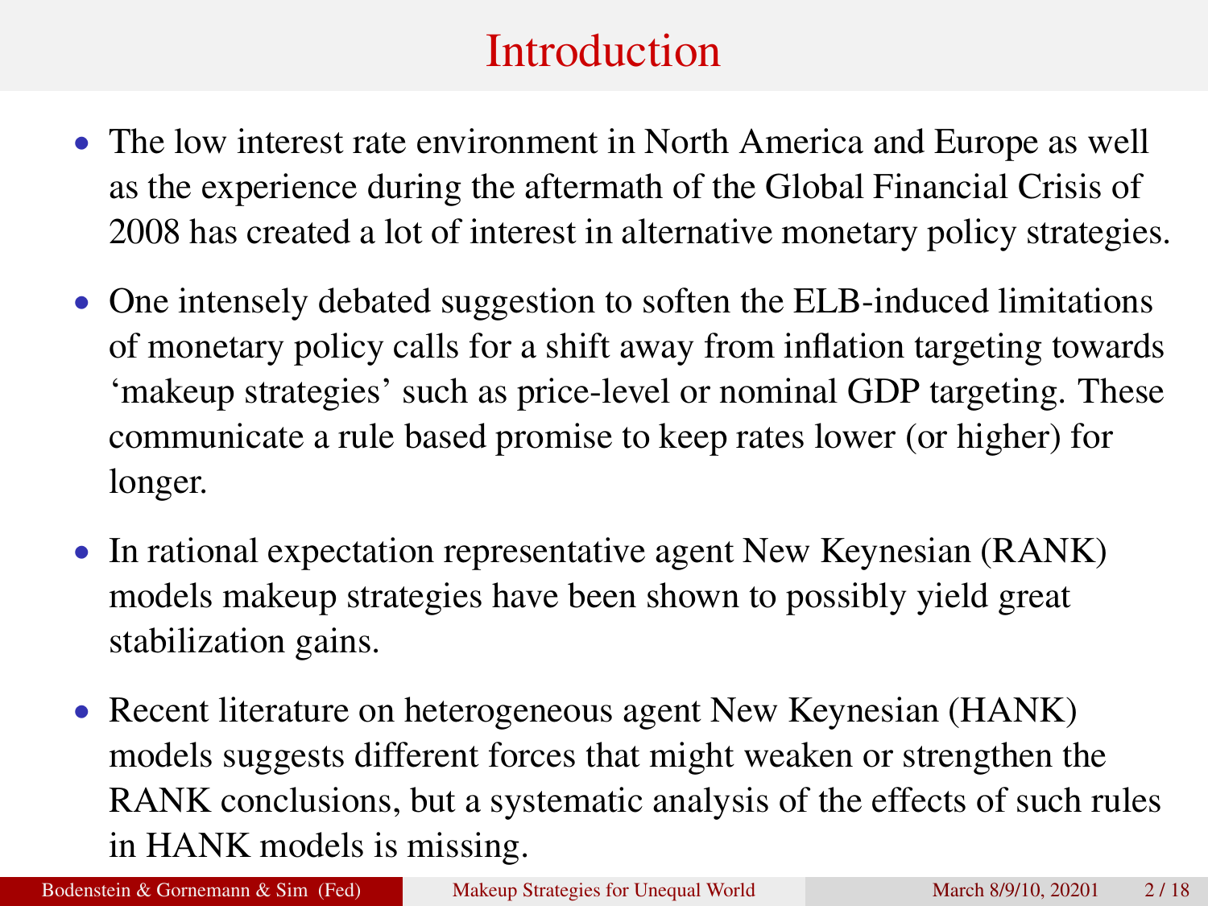# Introduction

- The low interest rate environment in North America and Europe as well as the experience during the aftermath of the Global Financial Crisis of 2008 has created a lot of interest in alternative monetary policy strategies.
- One intensely debated suggestion to soften the ELB-induced limitations of monetary policy calls for a shift away from inflation targeting towards 'makeup strategies' such as price-level or nominal GDP targeting. These communicate a rule based promise to keep rates lower (or higher) for longer.
- In rational expectation representative agent New Keynesian (RANK) models makeup strategies have been shown to possibly yield great stabilization gains.
- Recent literature on heterogeneous agent New Keynesian (HANK) models suggests different forces that might weaken or strengthen the RANK conclusions, but a systematic analysis of the effects of such rules in HANK models is missing.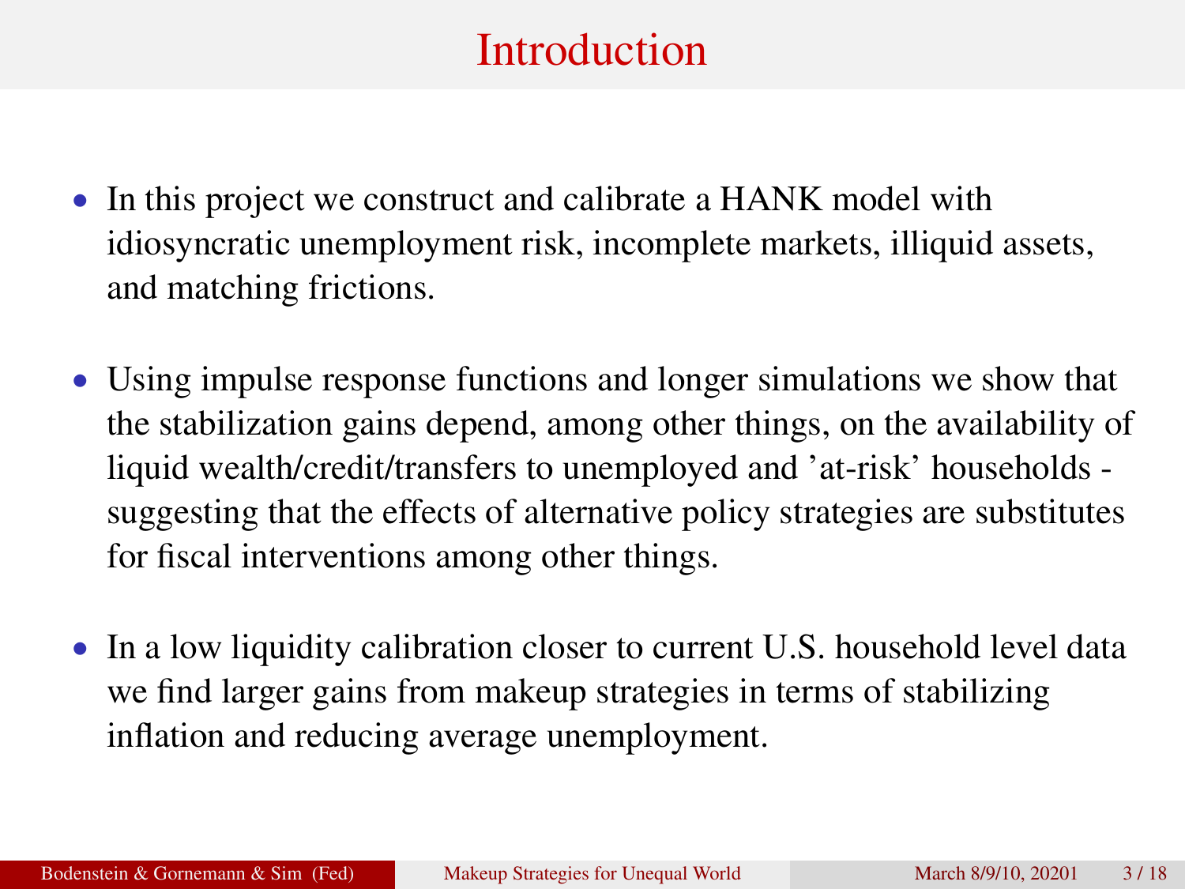# Introduction

- In this project we construct and calibrate a HANK model with idiosyncratic unemployment risk, incomplete markets, illiquid assets, and matching frictions.

- Using impulse response functions and longer simulations we show that the stabilization gains depend, among other things, on the availability of liquid wealth/credit/transfers to unemployed and 'at-risk' households - suggesting that the effects of alternative policy strategies are substitutes for fiscal interventions among other things.

- In a low liquidity calibration closer to current U.S. household level data we find larger gains from makeup strategies in terms of stabilizing inflation and reducing average unemployment.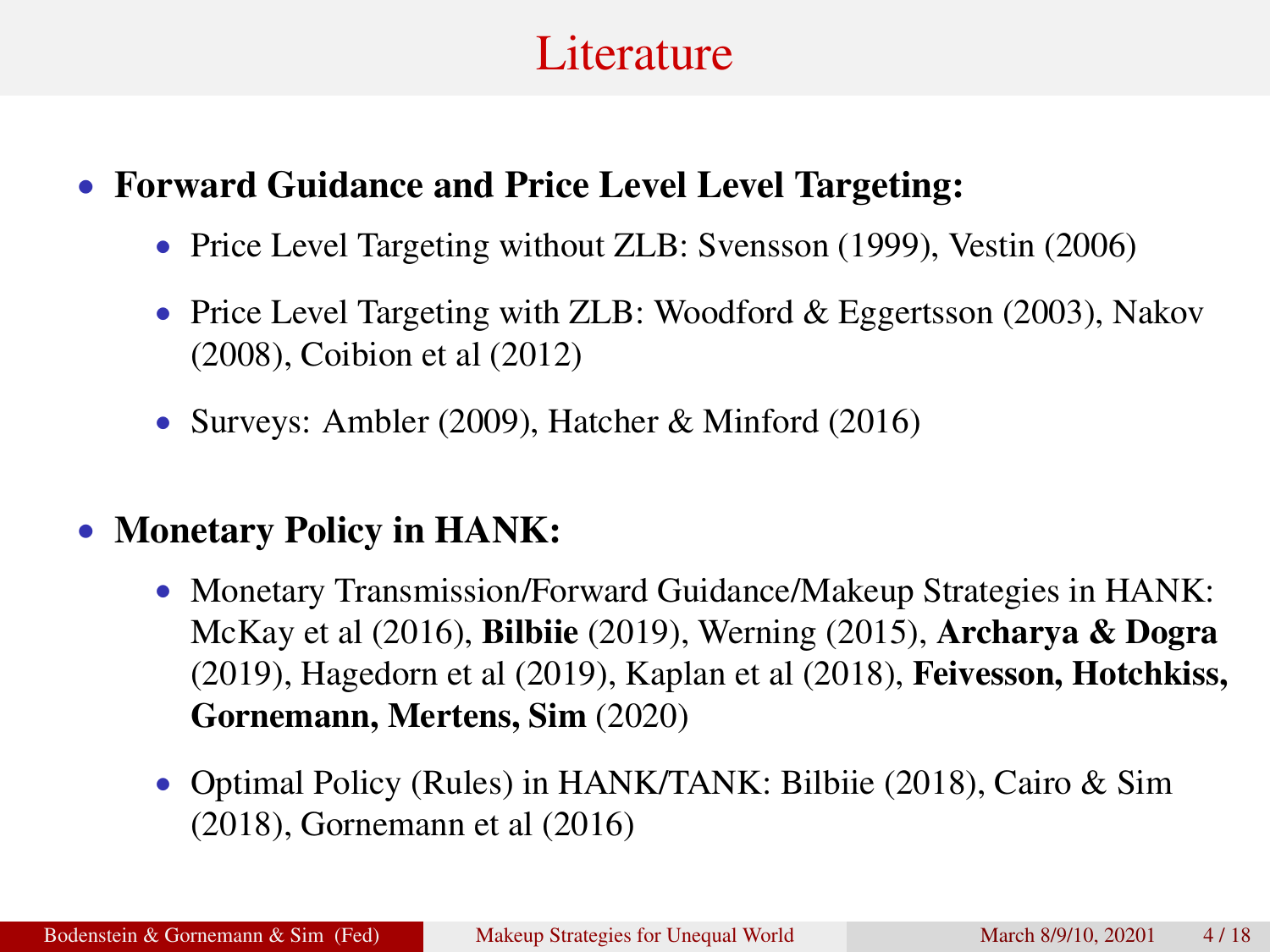# Literature

- **Forward Guidance and Price Level Level Targeting:**
  - Price Level Targeting without ZLB: Svensson (1999), Vestin (2006)
  - Price Level Targeting with ZLB: Woodford & Eggertsson (2003), Nakov (2008), Coibion et al (2012)
  - Surveys: Ambler (2009), Hatcher & Minford (2016)

- **Monetary Policy in HANK:**
  - Monetary Transmission/Forward Guidance/Makeup Strategies in HANK: McKay et al (2016), **Bilbiie** (2019), Werning (2015), **Archarya & Dogra** (2019), Hagedorn et al (2019), Kaplan et al (2018), **Feivesson, Hotchkiss, Gornemann, Mertens, Sim** (2020)
  - Optimal Policy (Rules) in HANK/TANK: Bilbiie (2018), Cairo & Sim (2018), Gornemann et al (2016)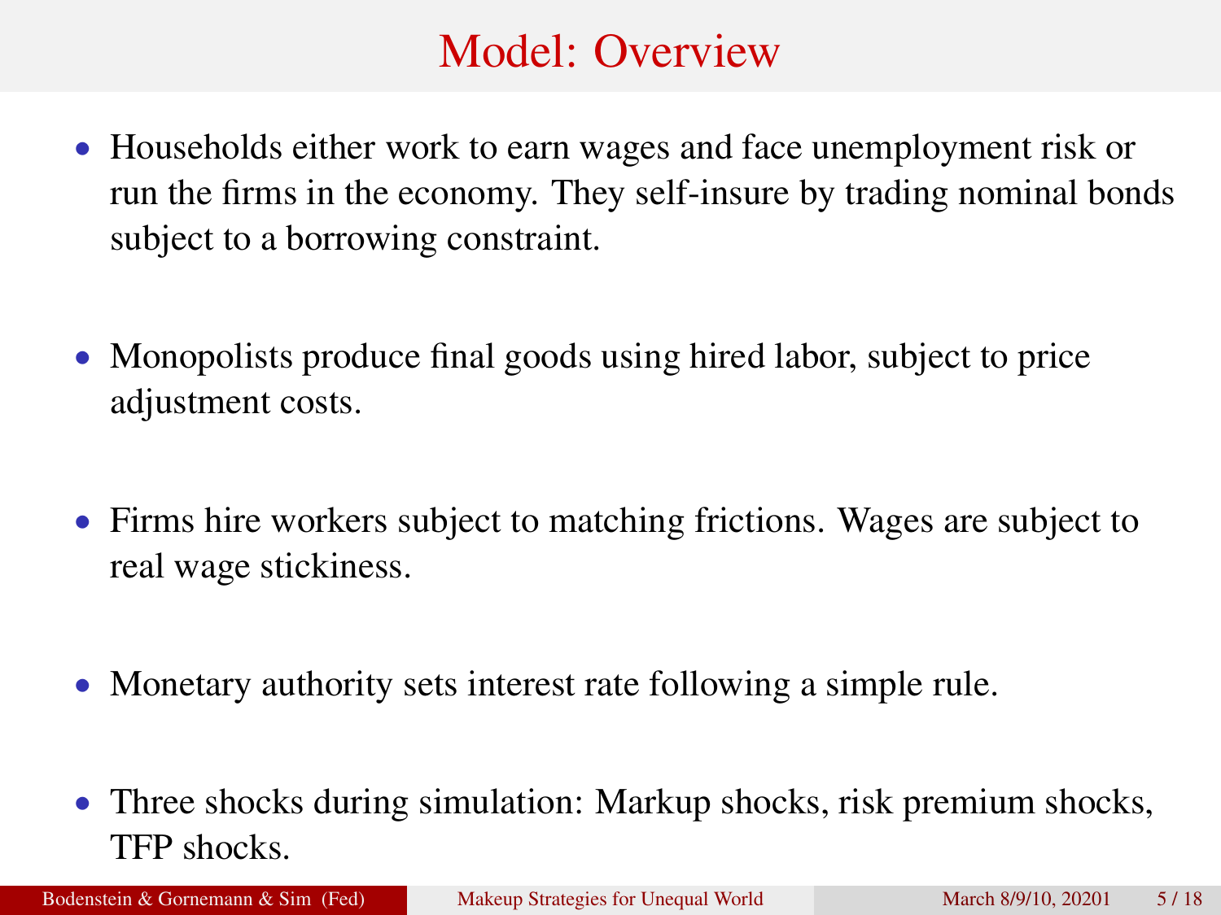# Model: Overview

- Households either work to earn wages and face unemployment risk or run the firms in the economy. They self-insure by trading nominal bonds subject to a borrowing constraint.

- Monopolists produce final goods using hired labor, subject to price adjustment costs.

- Firms hire workers subject to matching frictions. Wages are subject to real wage stickiness.

- Monetary authority sets interest rate following a simple rule.

- Three shocks during simulation: Markup shocks, risk premium shocks, TFP shocks.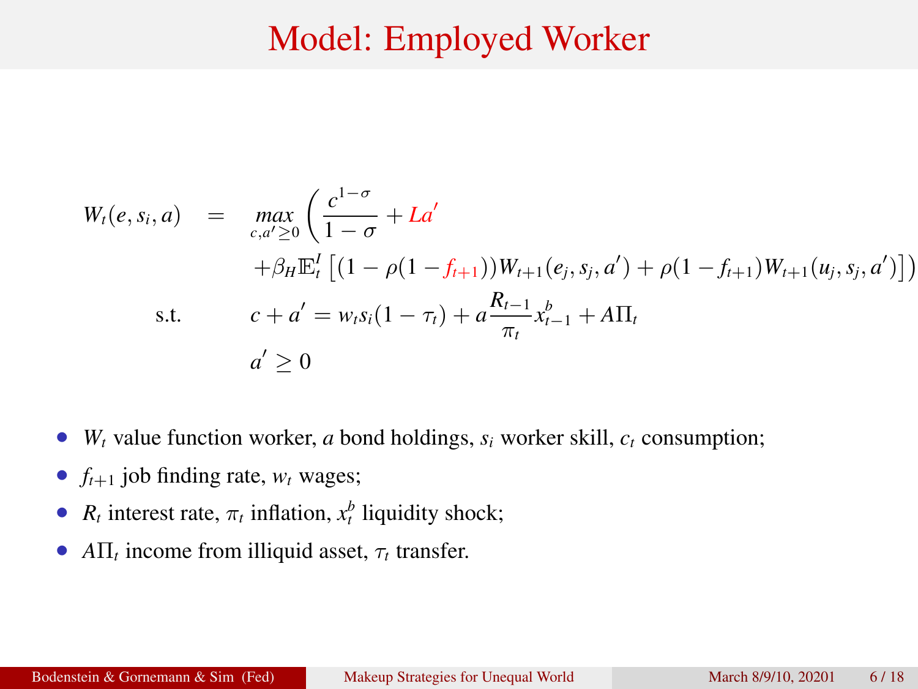# Model: Employed Worker

$$
\begin{aligned}
W_t(e, s_i, a) \quad &= \quad \max_{c, a' \geq 0} \Bigg( \frac{c^{1-\sigma}}{1-\sigma} + La' \\
&\quad + \beta_H \mathbb{E}_t^I \left[ (1 - \rho(1 - f_{t+1})) W_{t+1}(e_j, s_j, a') + \rho(1 - f_{t+1}) W_{t+1}(u_j, s_j, a') \right] \Bigg) \\
\text{s.t.} \qquad & c + a' = w_t s_i (1 - \tau_t) + a \frac{R_{t-1}}{\pi_t} x_{t-1}^b + A\Pi_t \\
& a' \geq 0
\end{aligned}
$$

- $W_t$ value function worker, $a$ bond holdings, $s_i$ worker skill, $c_t$ consumption;
- $f_{t+1}$ job finding rate, $w_t$ wages;
- $R_t$ interest rate, $\pi_t$ inflation, $x_t^b$ liquidity shock;
- $A\Pi_t$ income from illiquid asset, $\tau_t$ transfer.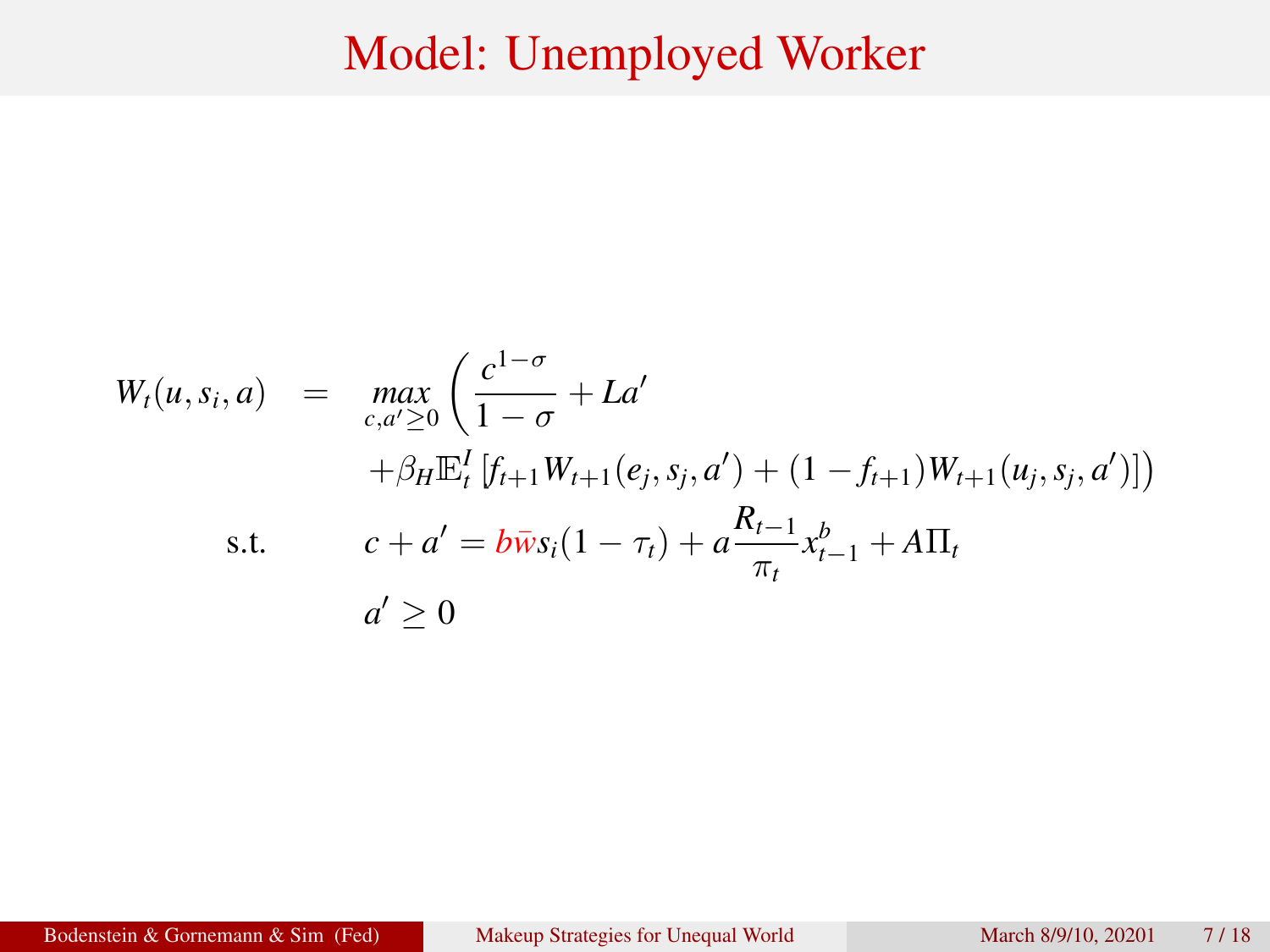# Model: Unemployed Worker

$$
\begin{aligned}
W_t(u, s_i, a) \quad &= \quad \max_{c, a' \geq 0} \Bigg( \frac{c^{1-\sigma}}{1-\sigma} + La' \\
&\qquad + \beta_H \mathbb{E}_t^I \left[ f_{t+1} W_{t+1}(e_j, s_j, a') + (1 - f_{t+1}) W_{t+1}(u_j, s_j, a') \right] \Bigg) \\
\text{s.t.} \qquad & c + a' = b\bar{w} s_i (1 - \tau_t) + a \frac{R_{t-1}}{\pi_t} x_{t-1}^b + A\Pi_t \\
& a' \geq 0
\end{aligned}
$$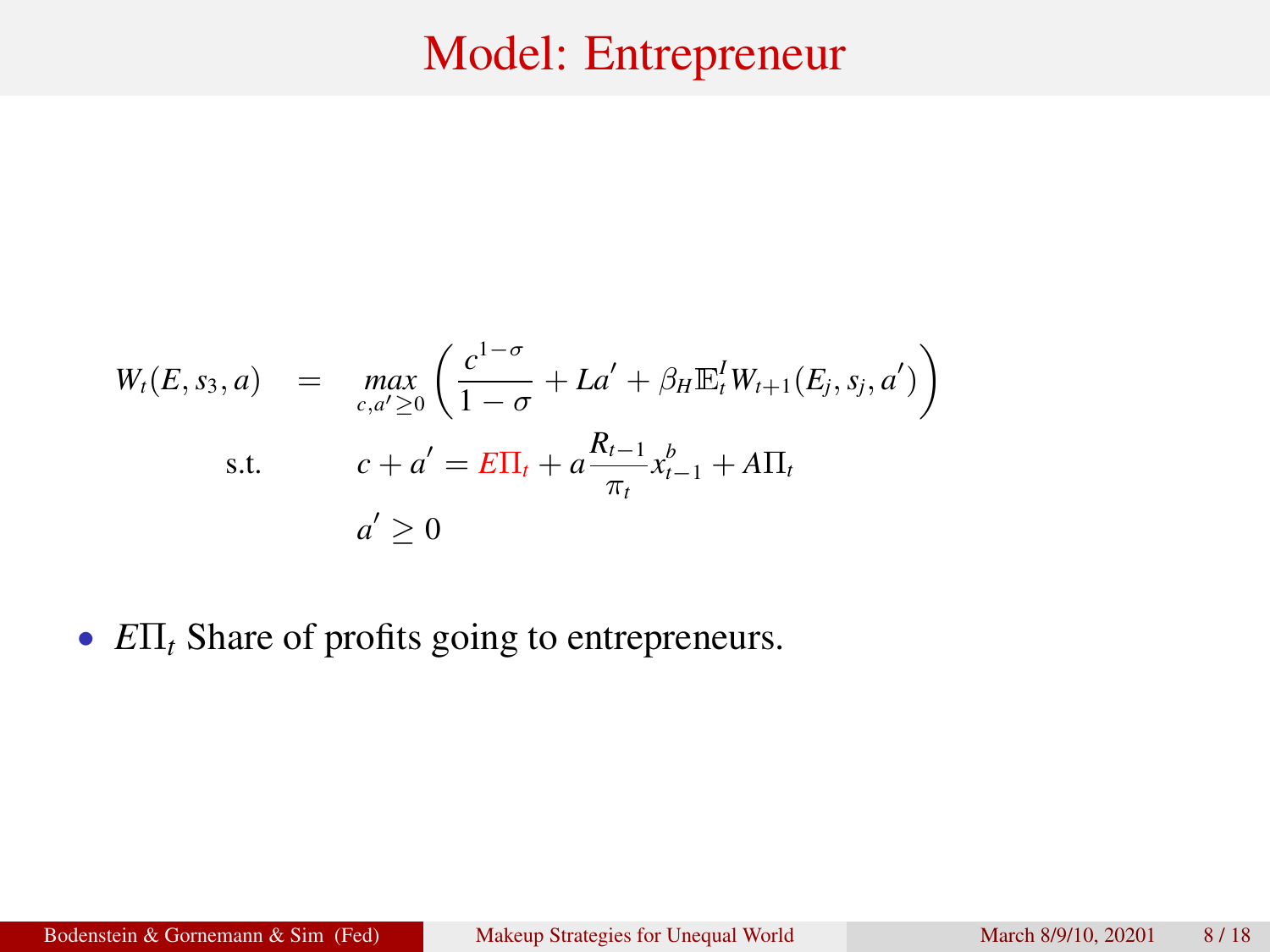# Model: Entrepreneur

$$
\begin{aligned}
W_t(E, s_3, a) \quad &= \quad \max_{c, a' \geq 0} \left( \frac{c^{1-\sigma}}{1-\sigma} + La' + \beta_H \mathbb{E}_t^I W_{t+1}(E_j, s_j, a') \right) \\
\text{s.t.} \qquad & c + a' = E\Pi_t + a \frac{R_{t-1}}{\pi_t} x_{t-1}^b + A\Pi_t \\
& a' \geq 0
\end{aligned}
$$

- $E\Pi_t$ Share of profits going to entrepreneurs.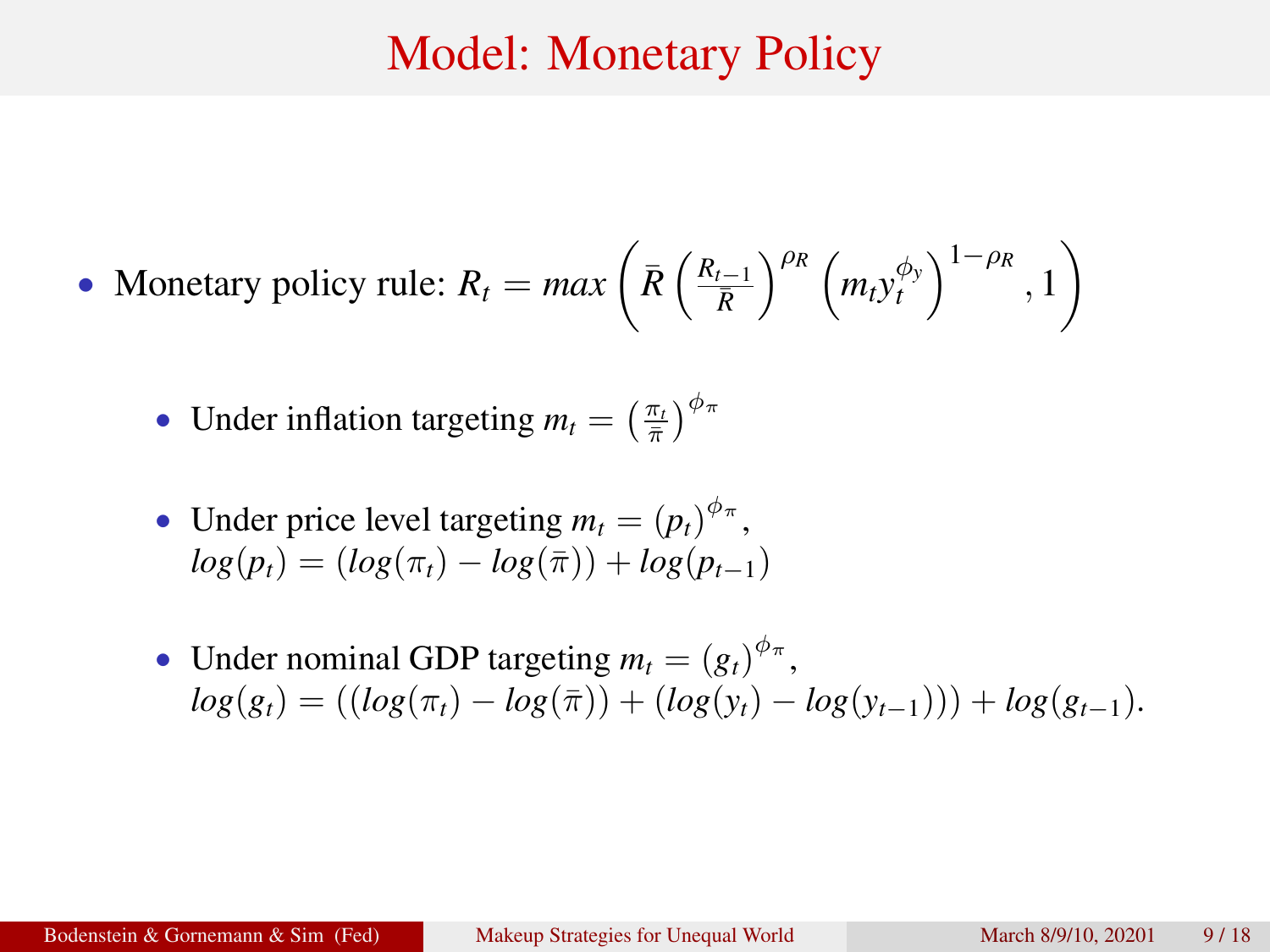# Model: Monetary Policy

- Monetary policy rule: $R_t = max\left(\bar{R}\left(\frac{R_{t-1}}{\bar{R}}\right)^{\rho_R}\left(m_t y_t^{\phi_y}\right)^{1-\rho_R}, 1\right)$
  - Under inflation targeting $m_t = \left(\frac{\pi_t}{\bar{\pi}}\right)^{\phi_\pi}$
  - Under price level targeting $m_t = (p_t)^{\phi_\pi}$, $log(p_t) = (log(\pi_t) - log(\bar{\pi})) + log(p_{t-1})$
  - Under nominal GDP targeting $m_t = (g_t)^{\phi_\pi}$, $log(g_t) = ((log(\pi_t) - log(\bar{\pi})) + (log(y_t) - log(y_{t-1}))) + log(g_{t-1})$.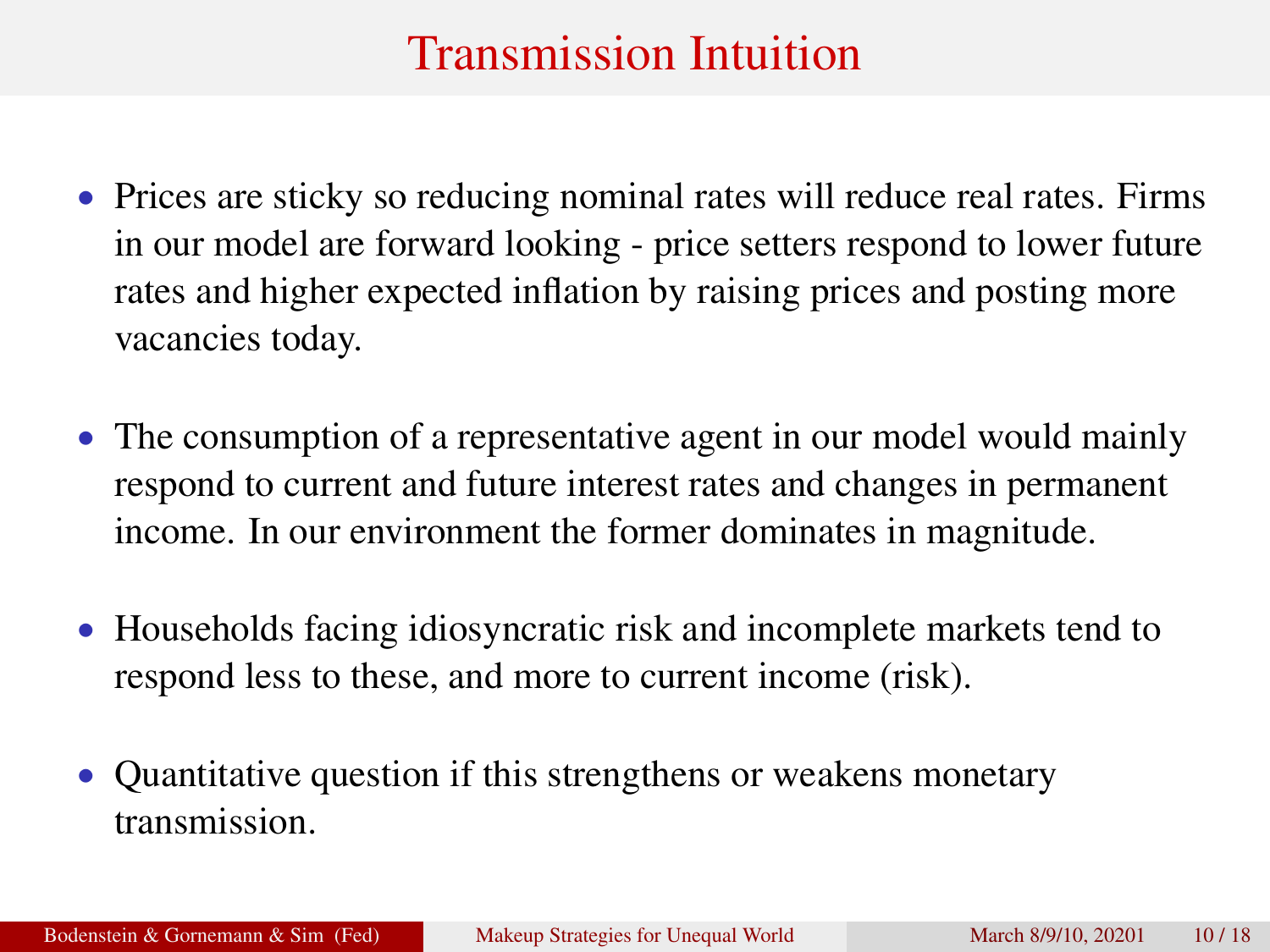# Transmission Intuition

- Prices are sticky so reducing nominal rates will reduce real rates. Firms in our model are forward looking - price setters respond to lower future rates and higher expected inflation by raising prices and posting more vacancies today.
- The consumption of a representative agent in our model would mainly respond to current and future interest rates and changes in permanent income. In our environment the former dominates in magnitude.
- Households facing idiosyncratic risk and incomplete markets tend to respond less to these, and more to current income (risk).
- Quantitative question if this strengthens or weakens monetary transmission.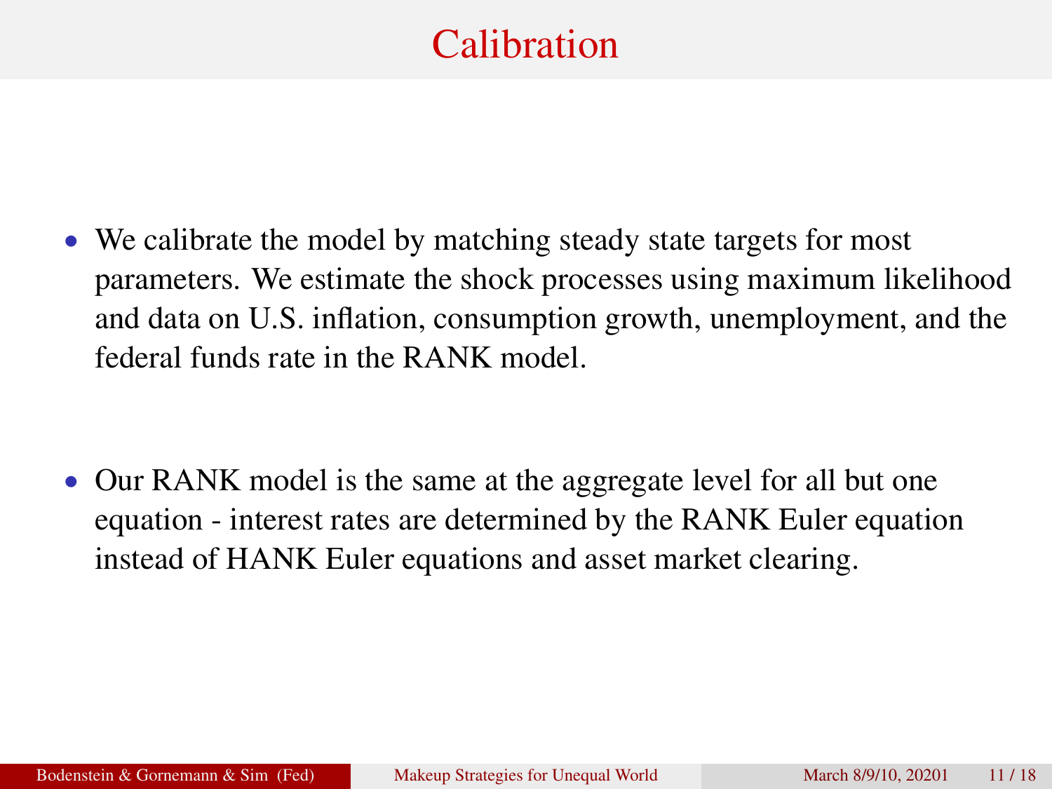# Calibration

- We calibrate the model by matching steady state targets for most parameters. We estimate the shock processes using maximum likelihood and data on U.S. inflation, consumption growth, unemployment, and the federal funds rate in the RANK model.

- Our RANK model is the same at the aggregate level for all but one equation - interest rates are determined by the RANK Euler equation instead of HANK Euler equations and asset market clearing.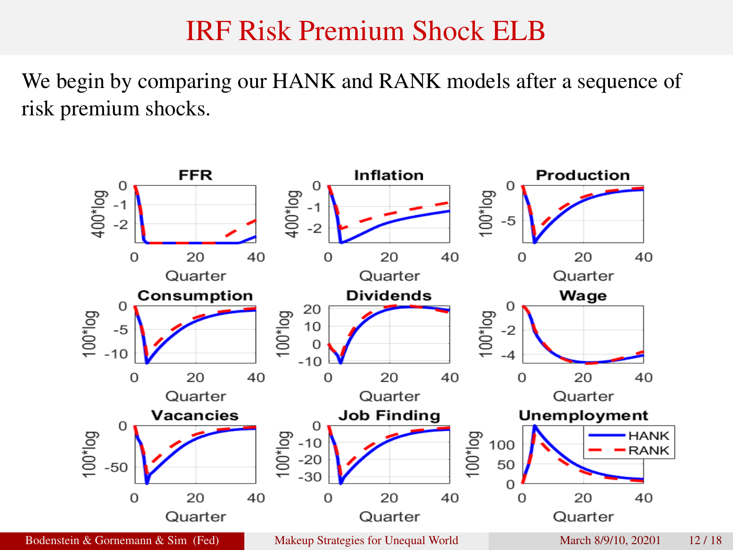# IRF Risk Premium Shock ELB

We begin by comparing our HANK and RANK models after a sequence of risk premium shocks.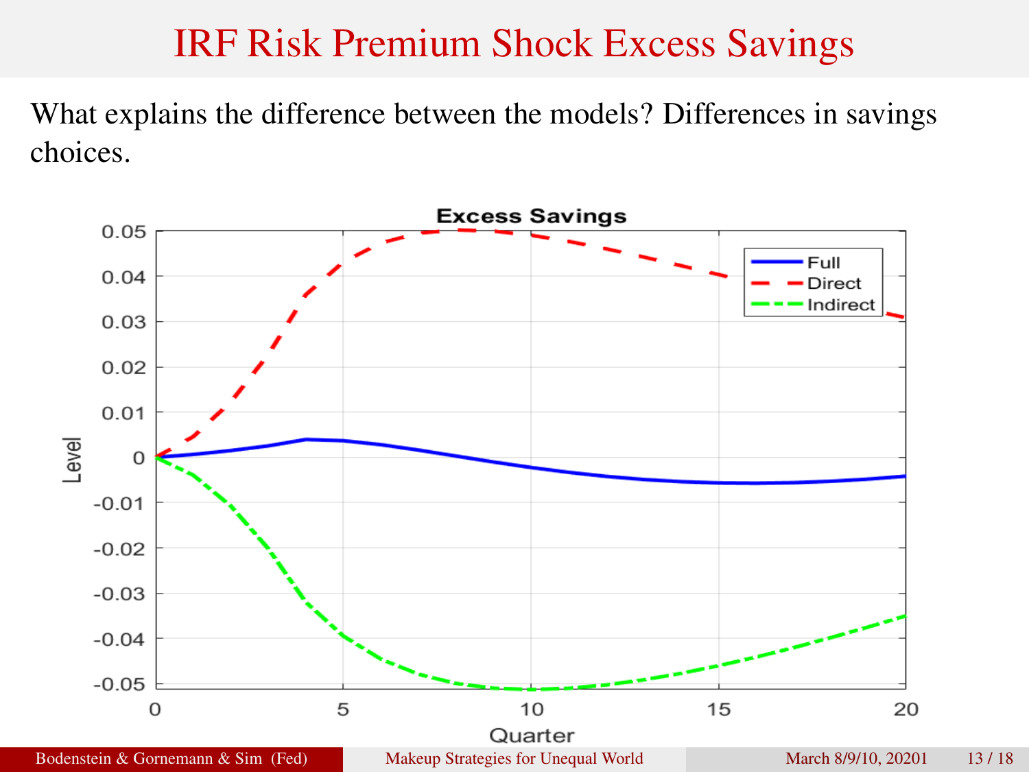# IRF Risk Premium Shock Excess Savings

What explains the difference between the models? Differences in savings choices.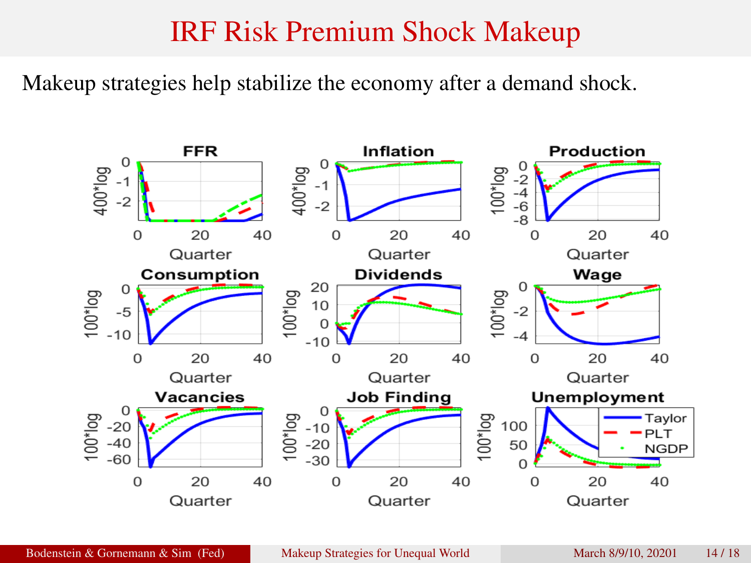# IRF Risk Premium Shock Makeup

Makeup strategies help stabilize the economy after a demand shock.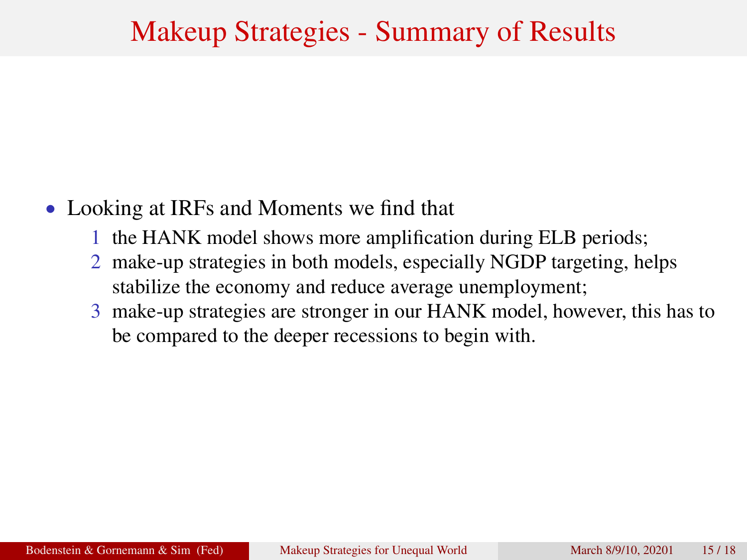# Makeup Strategies - Summary of Results

- Looking at IRFs and Moments we find that
  1. the HANK model shows more amplification during ELB periods;
  2. make-up strategies in both models, especially NGDP targeting, helps stabilize the economy and reduce average unemployment;
  3. make-up strategies are stronger in our HANK model, however, this has to be compared to the deeper recessions to begin with.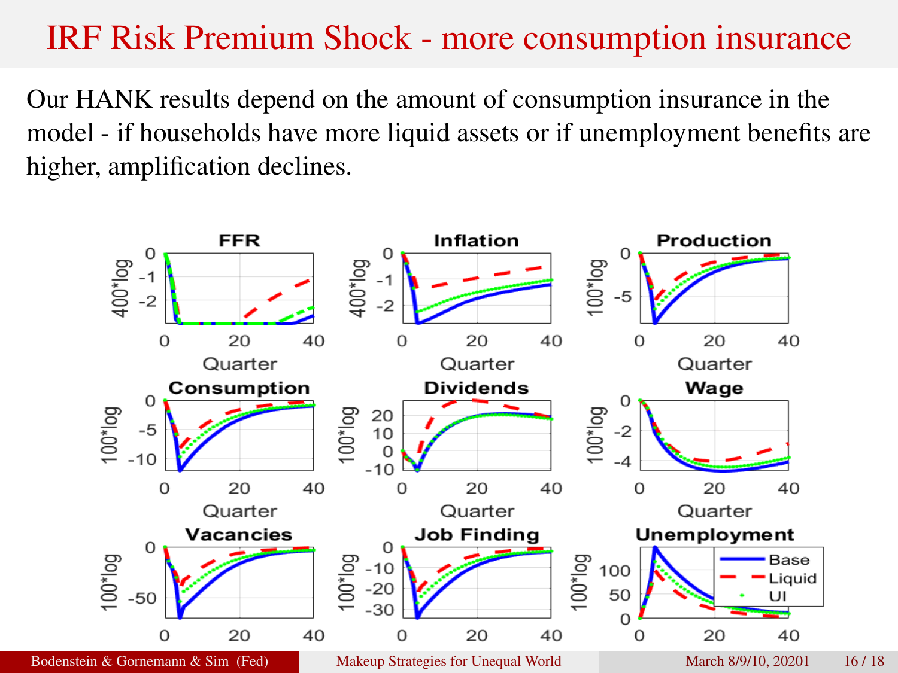# IRF Risk Premium Shock - more consumption insurance

Our HANK results depend on the amount of consumption insurance in the model - if households have more liquid assets or if unemployment benefits are higher, amplification declines.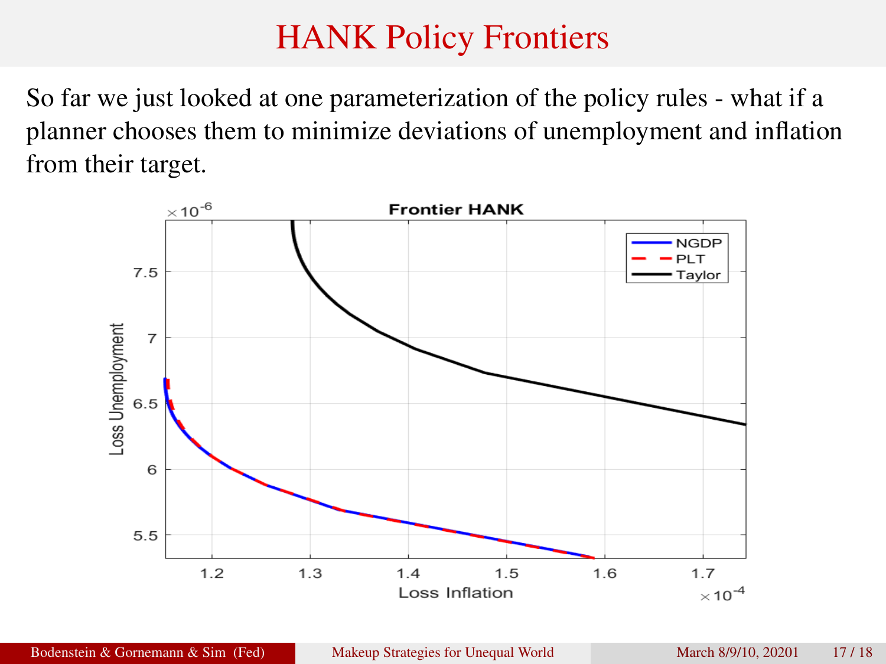# HANK Policy Frontiers

So far we just looked at one parameterization of the policy rules - what if a planner chooses them to minimize deviations of unemployment and inflation from their target.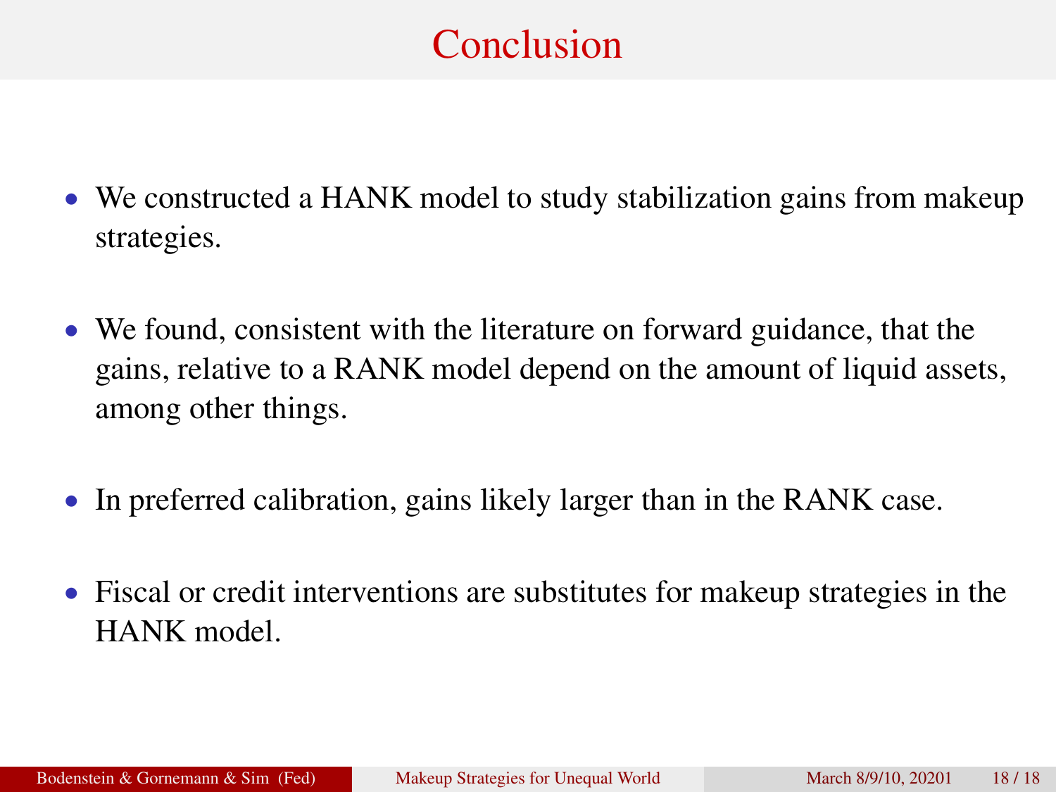# Conclusion

- We constructed a HANK model to study stabilization gains from makeup strategies.
- We found, consistent with the literature on forward guidance, that the gains, relative to a RANK model depend on the amount of liquid assets, among other things.
- In preferred calibration, gains likely larger than in the RANK case.
- Fiscal or credit interventions are substitutes for makeup strategies in the HANK model.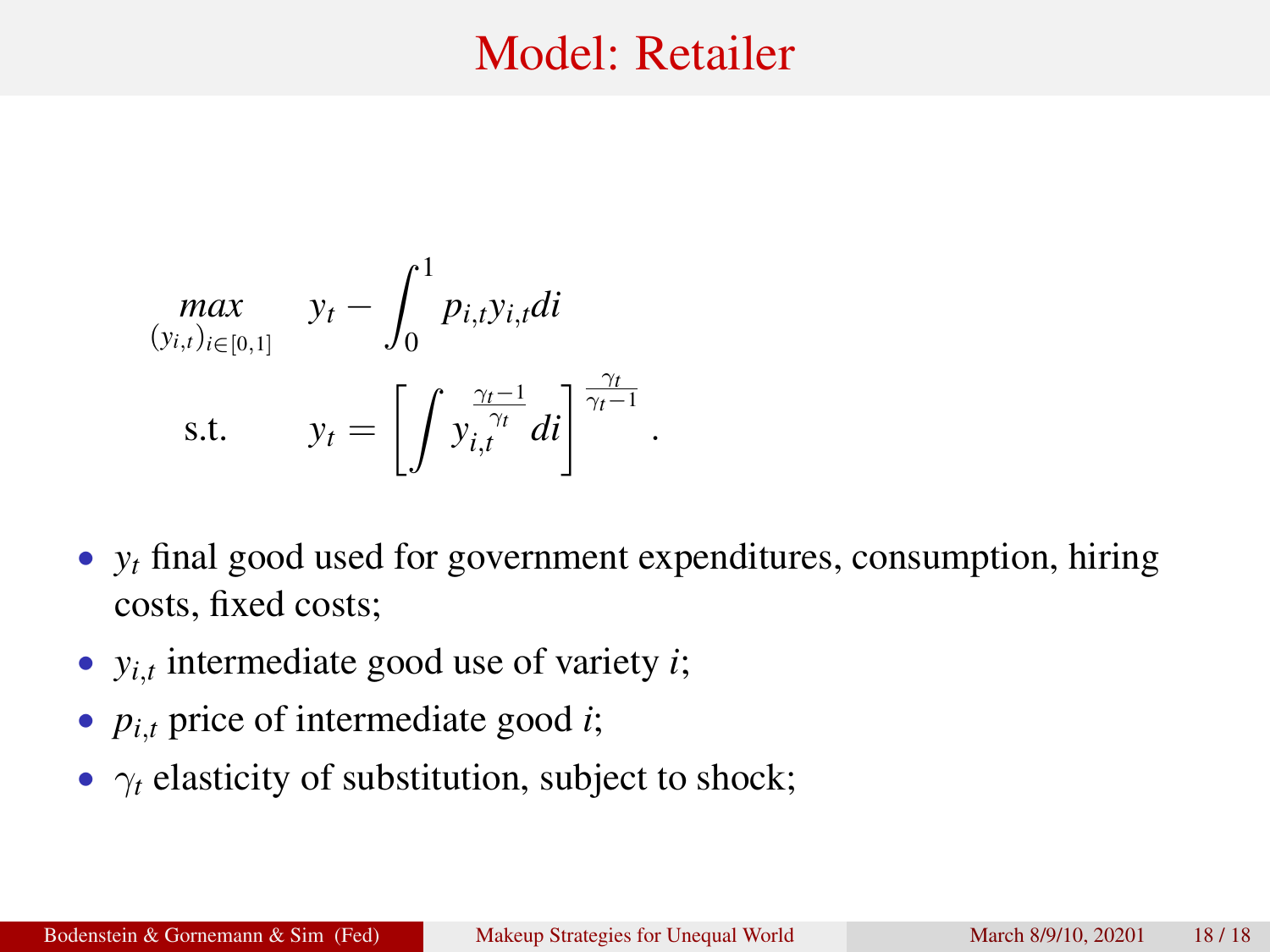# Model: Retailer

$$
\max_{(y_{i,t})_{i\in[0,1]}} \quad y_t - \int_0^1 p_{i,t} y_{i,t} di
$$

$$
\text{s.t.} \qquad y_t = \left[ \int y_{i,t}^{\frac{\gamma_t - 1}{\gamma_t}} di \right]^{\frac{\gamma_t}{\gamma_t - 1}} .
$$

- $y_t$ final good used for government expenditures, consumption, hiring costs, fixed costs;
- $y_{i,t}$ intermediate good use of variety $i$;
- $p_{i,t}$ price of intermediate good $i$;
- $\gamma_t$ elasticity of substitution, subject to shock;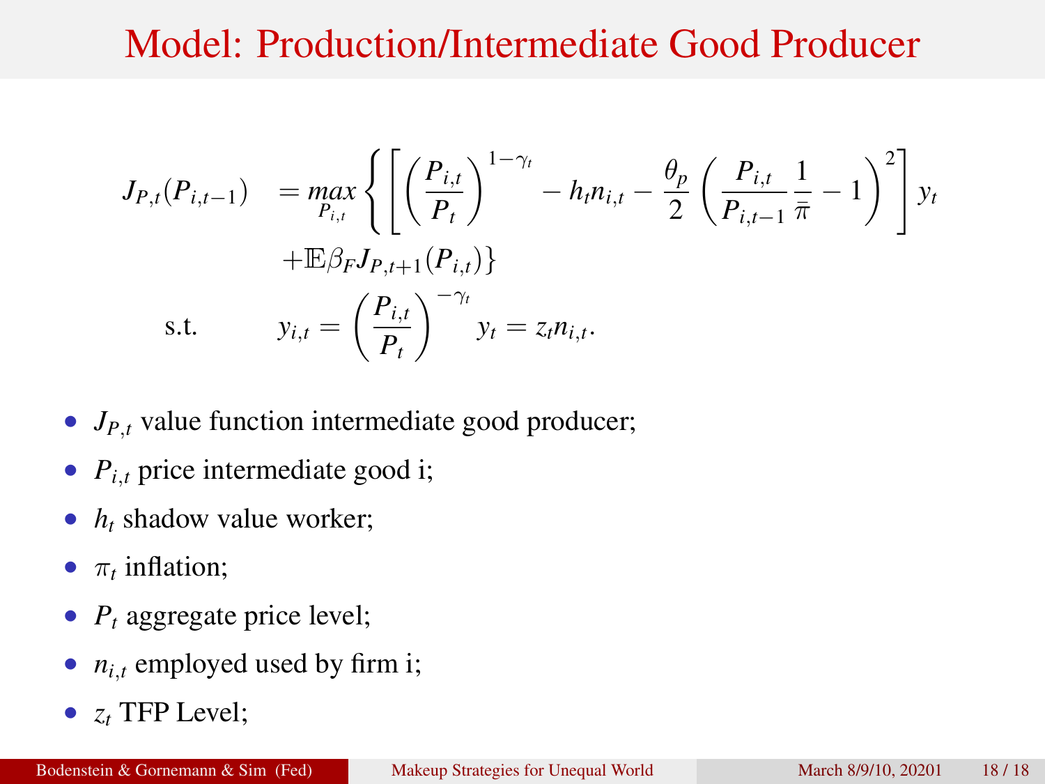# Model: Production/Intermediate Good Producer

$$
\begin{aligned}
J_{P,t}(P_{i,t-1}) \quad &= \max_{P_{i,t}} \left\{ \left[ \left( \frac{P_{i,t}}{P_t} \right)^{1-\gamma_t} - h_t n_{i,t} - \frac{\theta_p}{2} \left( \frac{P_{i,t}}{P_{i,t-1}} \frac{1}{\bar{\pi}} - 1 \right)^2 \right] y_t \right. \\
&\left. + \mathbb{E} \beta_F J_{P,t+1}(P_{i,t}) \right\} \\
\text{s.t.} \qquad & y_{i,t} = \left( \frac{P_{i,t}}{P_t} \right)^{-\gamma_t} y_t = z_t n_{i,t}.
\end{aligned}
$$

- $J_{P,t}$ value function intermediate good producer;
- $P_{i,t}$ price intermediate good i;
- $h_t$ shadow value worker;
- $\pi_t$ inflation;
- $P_t$ aggregate price level;
- $n_{i,t}$ employed used by firm i;
- $z_t$ TFP Level;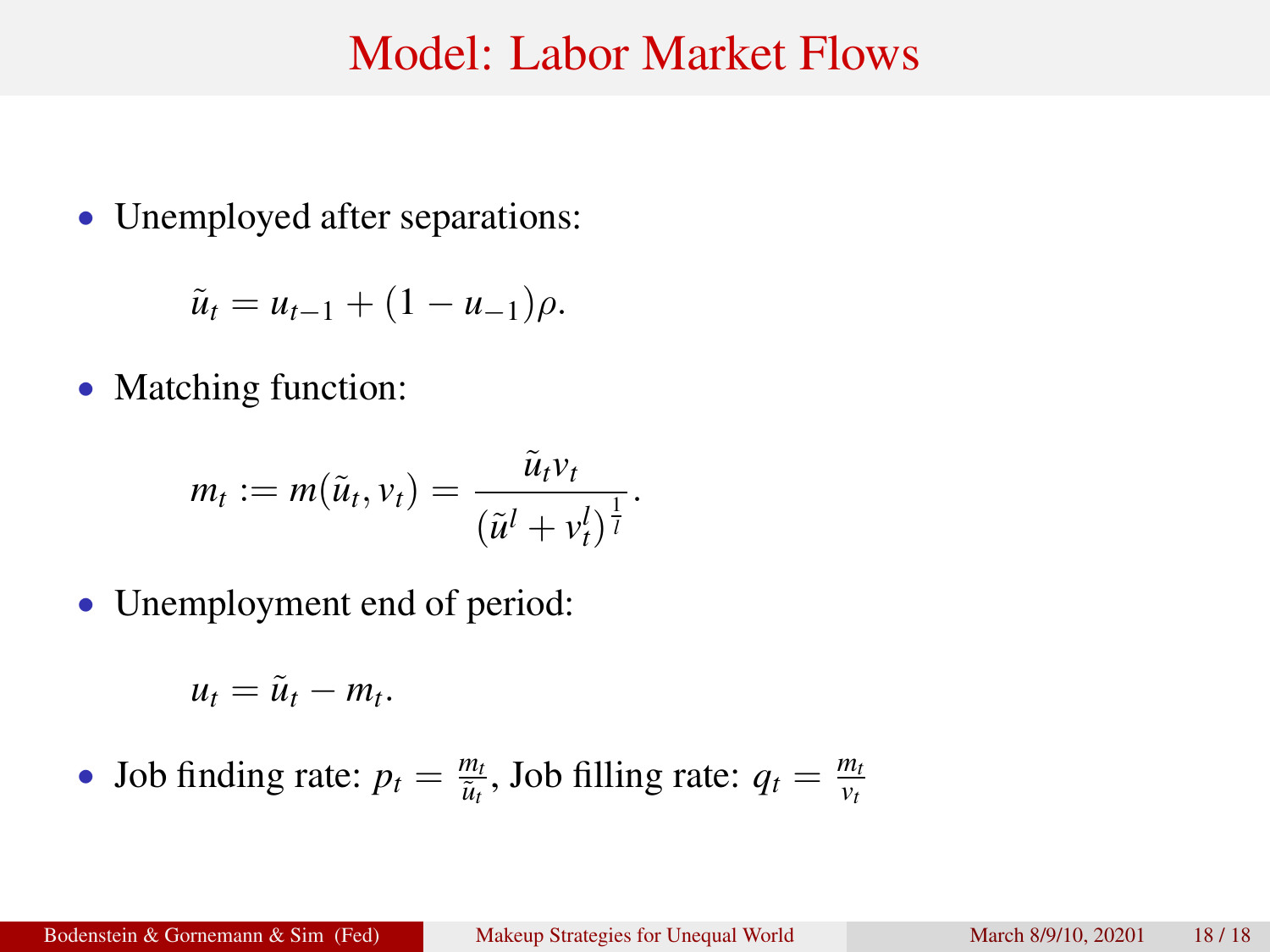# Model: Labor Market Flows

- Unemployed after separations:

$$\tilde{u}_t = u_{t-1} + (1 - u_{-1})\rho.$$

- Matching function:

$$m_t := m(\tilde{u}_t, v_t) = \frac{\tilde{u}_t v_t}{(\tilde{u}^l + v_t^l)^{\frac{1}{l}}}.$$

- Unemployment end of period:

$$u_t = \tilde{u}_t - m_t.$$

- Job finding rate: $p_t = \frac{m_t}{\tilde{u}_t}$, Job filling rate: $q_t = \frac{m_t}{v_t}$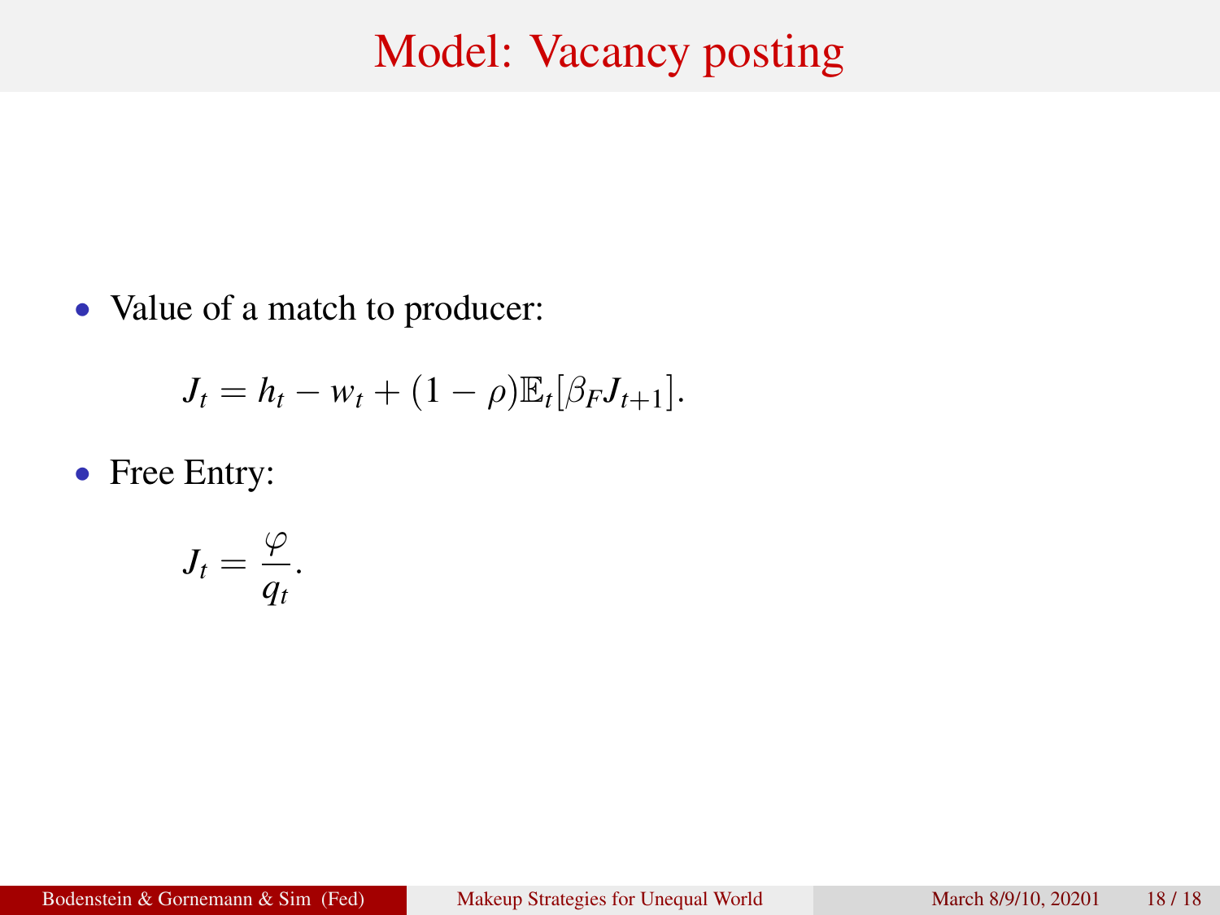# Model: Vacancy posting

- Value of a match to producer:

$$J_t = h_t - w_t + (1 - \rho)\mathbb{E}_t[\beta_F J_{t+1}].$$

- Free Entry:

$$J_t = \frac{\varphi}{q_t}.$$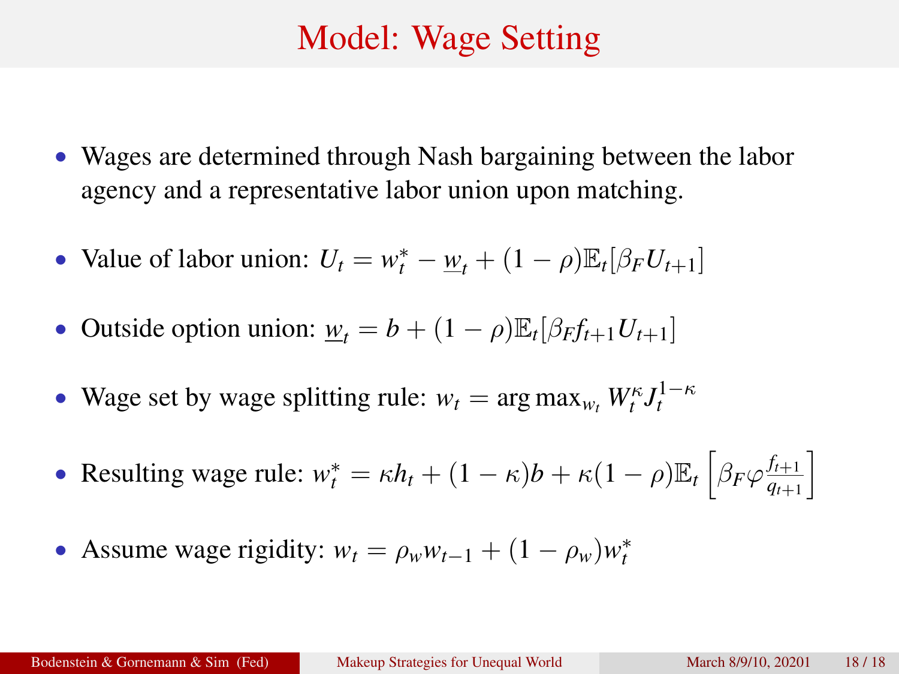# Model: Wage Setting

- Wages are determined through Nash bargaining between the labor agency and a representative labor union upon matching.
- Value of labor union: $U_t = w_t^* - \underline{w}_t + (1-\rho)\mathbb{E}_t[\beta_F U_{t+1}]$
- Outside option union: $\underline{w}_t = b + (1-\rho)\mathbb{E}_t[\beta_F f_{t+1} U_{t+1}]$
- Wage set by wage splitting rule: $w_t = \arg\max_{w_t} W_t^{\kappa} J_t^{1-\kappa}$
- Resulting wage rule: $w_t^* = \kappa h_t + (1-\kappa)b + \kappa(1-\rho)\mathbb{E}_t\left[\beta_F \varphi \frac{f_{t+1}}{q_{t+1}}\right]$
- Assume wage rigidity: $w_t = \rho_w w_{t-1} + (1-\rho_w) w_t^*$